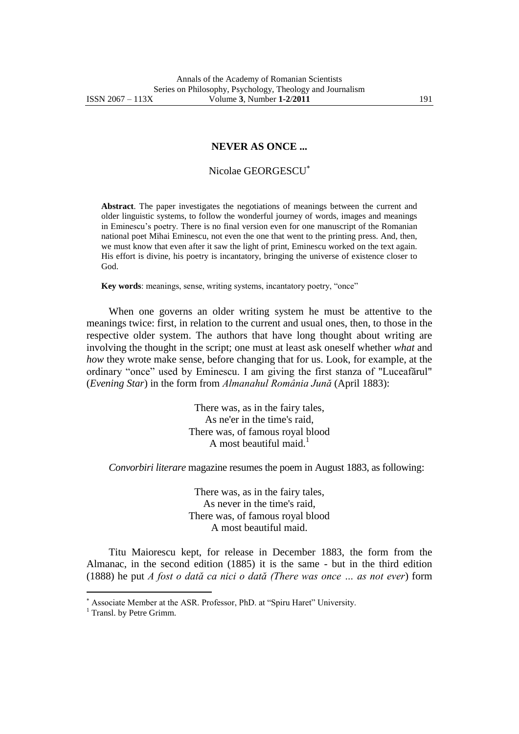# NEVER AS ONCE ...

Nicolae GEORGESCU*

**Abstract**. The paper investigates the negotiations of meanings between the current and older linguistic systems, to follow the wonderful journey of words, images and meanings in Eminescu's poetry. There is no final version even for one manuscript of the Romanian national poet Mihai Eminescu, not even the one that went to the printing press. And, then, we must know that even after it saw the light of print, Eminescu worked on the text again. His effort is divine, his poetry is incantatory, bringing the universe of existence closer to God.

**Key words**: meanings, sense, writing systems, incantatory poetry, "once"

When one governs an older writing system he must be attentive to the meanings twice: first, in relation to the current and usual ones, then, to those in the respective older system. The authors that have long thought about writing are involving the thought in the script; one must at least ask oneself whether *what* and *how* they wrote make sense, before changing that for us. Look, for example, at the ordinary "once" used by Eminescu. I am giving the first stanza of "Luceafărul" (*Evening Star*) in the form from *Almanahul România Jună* (April 1883):

> There was, as in the fairy tales,
> As ne'er in the time's raid,
> There was, of famous royal blood
> A most beautiful maid.[1]

*Convorbiri literare* magazine resumes the poem in August 1883, as following:

> There was, as in the fairy tales,
> As never in the time's raid,
> There was, of famous royal blood
> A most beautiful maid.

Titu Maiorescu kept, for release in December 1883, the form from the Almanac, in the second edition (1885) it is the same - but in the third edition (1888) he put *A fost o dată ca nici o dată (There was once … as not ever*) form

---

\* Associate Member at the ASR. Professor, PhD. at "Spiru Haret" University.

[1] Transl. by Petre Grimm.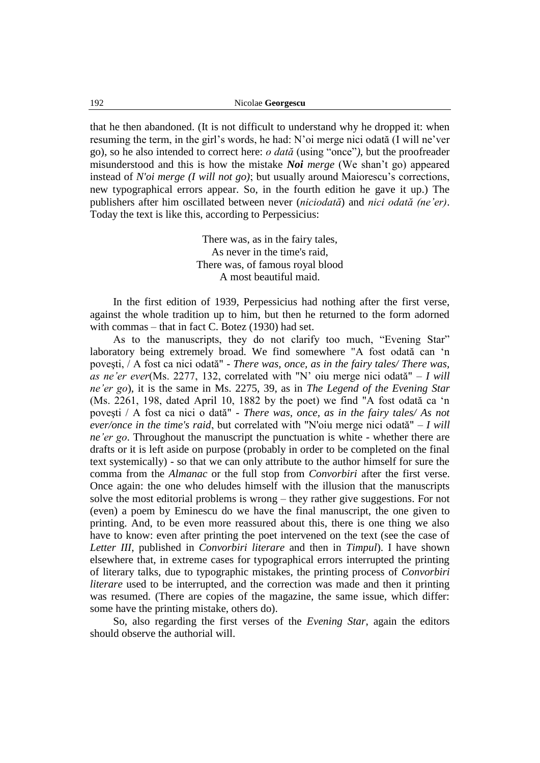that he then abandoned. (It is not difficult to understand why he dropped it: when resuming the term, in the girl's words, he had: N'oi merge nici odată (I will ne'ver go), so he also intended to correct here: *o dată* (using "once"*)*, but the proofreader misunderstood and this is how the mistake ***Noi*** *merge* (We shan't go) appeared instead of *N'oi merge (I will not go)*; but usually around Maiorescu's corrections, new typographical errors appear. So, in the fourth edition he gave it up.) The publishers after him oscillated between never (*niciodată*) and *nici odată (ne'er)*. Today the text is like this, according to Perpessicius:

There was, as in the fairy tales,  
As never in the time's raid,  
There was, of famous royal blood  
A most beautiful maid.

In the first edition of 1939, Perpessicius had nothing after the first verse, against the whole tradition up to him, but then he returned to the form adorned with commas – that in fact C. Botez (1930) had set.

As to the manuscripts, they do not clarify too much, "Evening Star" laboratory being extremely broad. We find somewhere "A fost odată can 'n poveşti, / A fost ca nici odată" - *There was, once, as in the fairy tales/ There was, as ne'er ever*(Ms. 2277, 132, correlated with "N' oiu merge nici odată" – *I will ne'er go*), it is the same in Ms. 2275, 39, as in *The Legend of the Evening Star* (Ms. 2261, 198, dated April 10, 1882 by the poet) we find "A fost odată ca 'n poveşti / A fost ca nici o dată" - *There was, once, as in the fairy tales/ As not ever/once in the time's raid*, but correlated with "N'oiu merge nici odată" – *I will ne'er go*. Throughout the manuscript the punctuation is white - whether there are drafts or it is left aside on purpose (probably in order to be completed on the final text systemically) - so that we can only attribute to the author himself for sure the comma from the *Almanac* or the full stop from *Convorbiri* after the first verse. Once again: the one who deludes himself with the illusion that the manuscripts solve the most editorial problems is wrong – they rather give suggestions. For not (even) a poem by Eminescu do we have the final manuscript, the one given to printing. And, to be even more reassured about this, there is one thing we also have to know: even after printing the poet intervened on the text (see the case of *Letter III*, published in *Convorbiri literare* and then in *Timpul*). I have shown elsewhere that, in extreme cases for typographical errors interrupted the printing of literary talks, due to typographic mistakes, the printing process of *Convorbiri literare* used to be interrupted, and the correction was made and then it printing was resumed. (There are copies of the magazine, the same issue, which differ: some have the printing mistake, others do).

So, also regarding the first verses of the *Evening Star*, again the editors should observe the authorial will.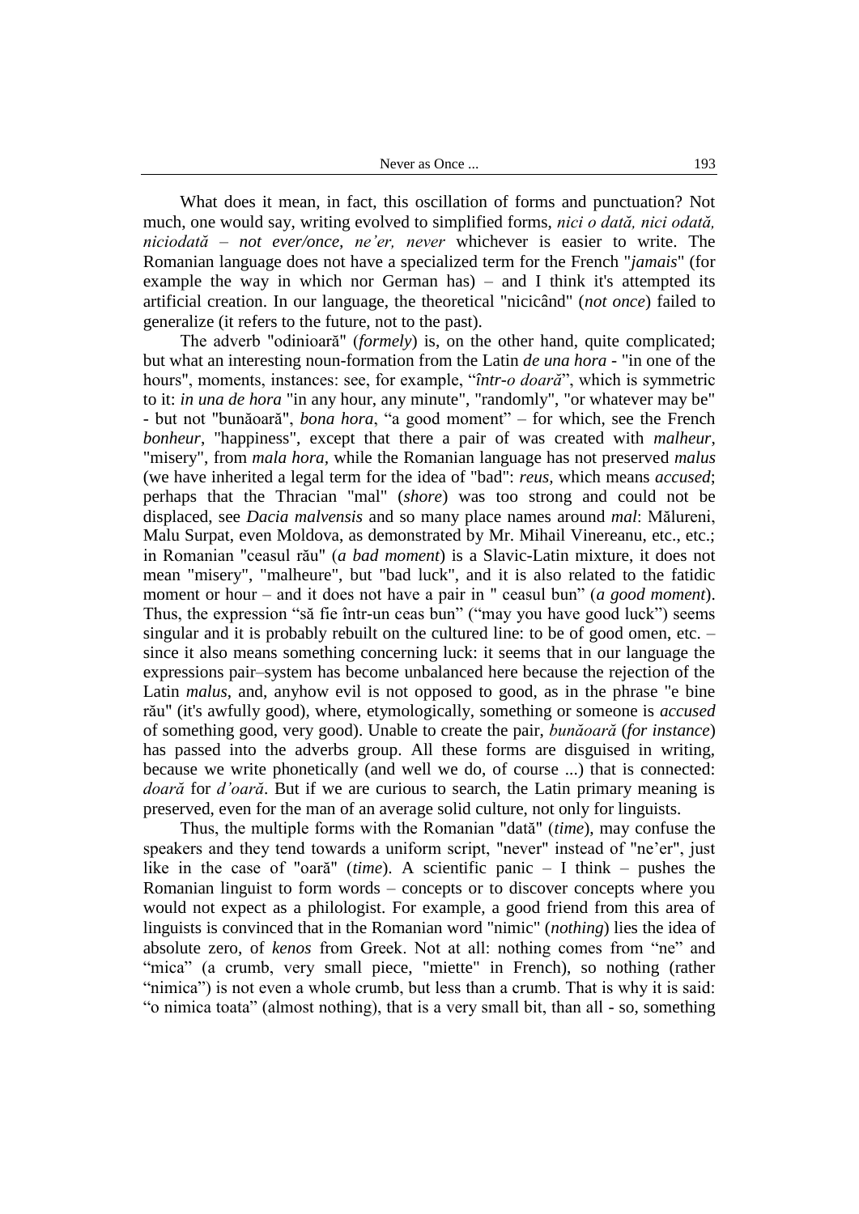What does it mean, in fact, this oscillation of forms and punctuation? Not much, one would say, writing evolved to simplified forms, *nici o dată, nici odată, niciodată* – *not ever/once*, *ne'er, never* whichever is easier to write. The Romanian language does not have a specialized term for the French "*jamais*" (for example the way in which nor German has) – and I think it's attempted its artificial creation. In our language, the theoretical "nicicând" (*not once*) failed to generalize (it refers to the future, not to the past).

The adverb "odinioară" (*formely*) is, on the other hand, quite complicated; but what an interesting noun-formation from the Latin *de una hora* - "in one of the hours", moments, instances: see, for example, "*într-o doară*", which is symmetric to it: *in una de hora* "in any hour, any minute", "randomly", "or whatever may be" - but not "bunăoară", *bona hora*, "a good moment" – for which, see the French *bonheur*, "happiness", except that there a pair of was created with *malheur*, "misery", from *mala hora*, while the Romanian language has not preserved *malus* (we have inherited a legal term for the idea of "bad": *reus,* which means *accused*; perhaps that the Thracian "mal" (*shore*) was too strong and could not be displaced, see *Dacia malvensis* and so many place names around *mal*: Mălureni, Malu Surpat, even Moldova, as demonstrated by Mr. Mihail Vinereanu, etc., etc.; in Romanian "ceasul rău" (*a bad moment*) is a Slavic-Latin mixture, it does not mean "misery", "malheure", but "bad luck", and it is also related to the fatidic moment or hour – and it does not have a pair in " ceasul bun" (*a good moment*). Thus, the expression "să fie într-un ceas bun" ("may you have good luck") seems singular and it is probably rebuilt on the cultured line: to be of good omen, etc. – since it also means something concerning luck: it seems that in our language the expressions pair–system has become unbalanced here because the rejection of the Latin *malus*, and, anyhow evil is not opposed to good, as in the phrase "e bine rău" (it's awfully good), where, etymologically, something or someone is *accused* of something good, very good). Unable to create the pair, *bunăoară* (*for instance*) has passed into the adverbs group. All these forms are disguised in writing, because we write phonetically (and well we do, of course ...) that is connected: *doară* for *d'oară*. But if we are curious to search, the Latin primary meaning is preserved, even for the man of an average solid culture, not only for linguists.

Thus, the multiple forms with the Romanian "dată" (*time*), may confuse the speakers and they tend towards a uniform script, "never" instead of "ne'er", just like in the case of "oară" (*time*). A scientific panic – I think – pushes the Romanian linguist to form words – concepts or to discover concepts where you would not expect as a philologist. For example, a good friend from this area of linguists is convinced that in the Romanian word "nimic" (*nothing*) lies the idea of absolute zero, of *kenos* from Greek. Not at all: nothing comes from "ne" and "mica" (a crumb, very small piece, "miette" in French), so nothing (rather "nimica") is not even a whole crumb, but less than a crumb. That is why it is said: "o nimica toata" (almost nothing), that is a very small bit, than all - so, something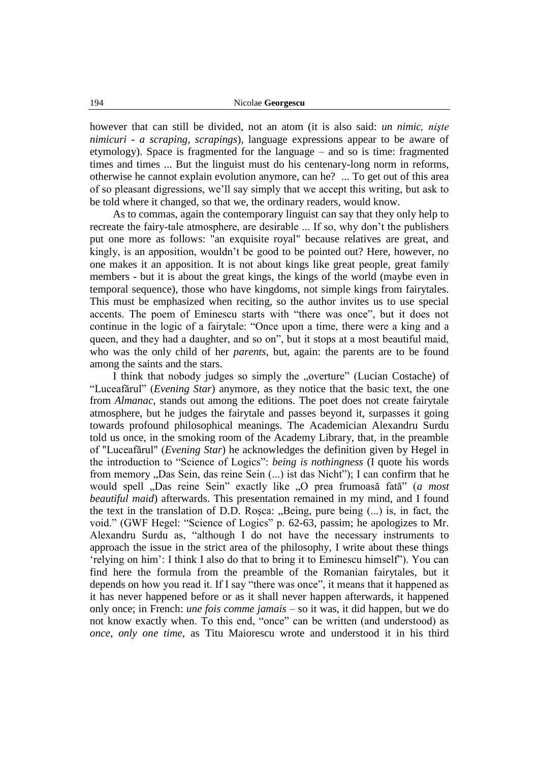however that can still be divided, not an atom (it is also said: *un nimic, nişte nimicuri - a scraping, scrapings*), language expressions appear to be aware of etymology). Space is fragmented for the language – and so is time: fragmented times and times ... But the linguist must do his centenary-long norm in reforms, otherwise he cannot explain evolution anymore, can he? ... To get out of this area of so pleasant digressions, we'll say simply that we accept this writing, but ask to be told where it changed, so that we, the ordinary readers, would know.

As to commas, again the contemporary linguist can say that they only help to recreate the fairy-tale atmosphere, are desirable ... If so, why don't the publishers put one more as follows: "an exquisite royal" because relatives are great, and kingly, is an apposition, wouldn't be good to be pointed out? Here, however, no one makes it an apposition. It is not about kings like great people, great family members - but it is about the great kings, the kings of the world (maybe even in temporal sequence), those who have kingdoms, not simple kings from fairytales. This must be emphasized when reciting, so the author invites us to use special accents. The poem of Eminescu starts with "there was once", but it does not continue in the logic of a fairytale: "Once upon a time, there were a king and a queen, and they had a daughter, and so on", but it stops at a most beautiful maid, who was the only child of her *parents*, but, again: the parents are to be found among the saints and the stars.

I think that nobody judges so simply the „overture" (Lucian Costache) of "Luceafărul" (*Evening Star*) anymore, as they notice that the basic text, the one from *Almanac*, stands out among the editions. The poet does not create fairytale atmosphere, but he judges the fairytale and passes beyond it, surpasses it going towards profound philosophical meanings. The Academician Alexandru Surdu told us once, in the smoking room of the Academy Library, that, in the preamble of "Luceafărul" (*Evening Star*) he acknowledges the definition given by Hegel in the introduction to "Science of Logics": *being is nothingness* (I quote his words from memory „Das Sein, das reine Sein (...) ist das Nicht"); I can confirm that he would spell „Das reine Sein" exactly like „O prea frumoasă fată" (*a most beautiful maid*) afterwards. This presentation remained in my mind, and I found the text in the translation of D.D. Roşca: „Being, pure being (...) is, in fact, the void." (GWF Hegel: "Science of Logics" p. 62-63, passim; he apologizes to Mr. Alexandru Surdu as, "although I do not have the necessary instruments to approach the issue in the strict area of the philosophy, I write about these things 'relying on him': I think I also do that to bring it to Eminescu himself"). You can find here the formula from the preamble of the Romanian fairytales, but it depends on how you read it. If I say "there was once", it means that it happened as it has never happened before or as it shall never happen afterwards, it happened only once; in French: *une fois comme jamais* – so it was, it did happen, but we do not know exactly when. To this end, "once" can be written (and understood) as *once, only one time,* as Titu Maiorescu wrote and understood it in his third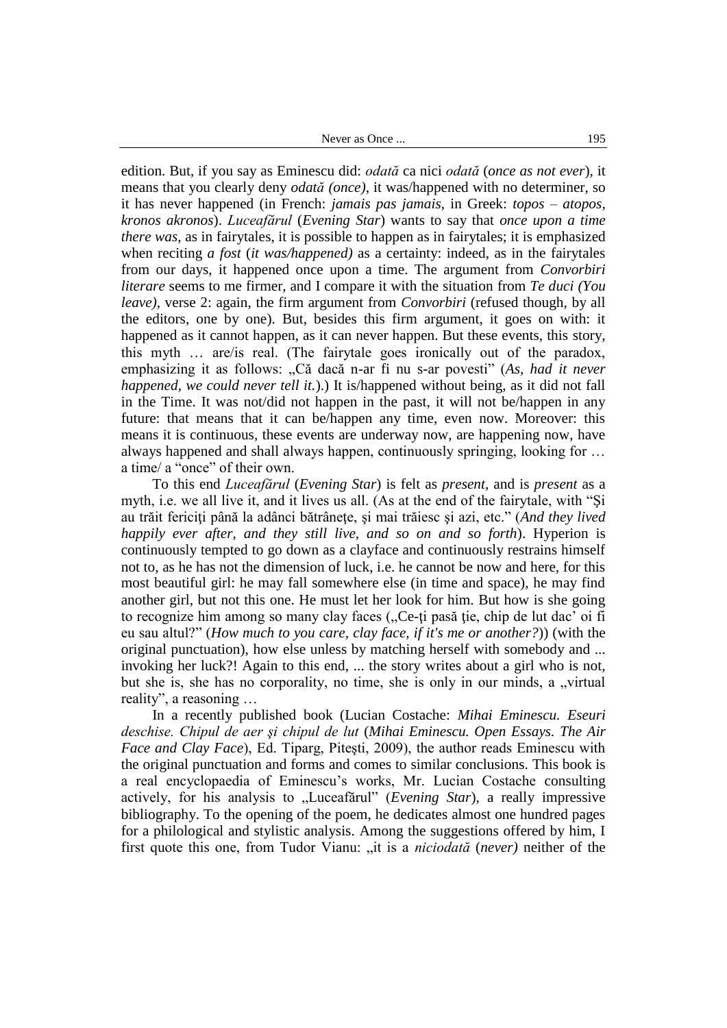edition. But, if you say as Eminescu did: *odată* ca nici *odată* (*once as not ever*), it means that you clearly deny *odată (once)*, it was/happened with no determiner, so it has never happened (in French: *jamais pas jamais*, in Greek: *topos* – *atopos*, *kronos akronos*). *Luceafărul* (*Evening Star*) wants to say that *once upon a time there was*, as in fairytales, it is possible to happen as in fairytales; it is emphasized when reciting *a fost* (*it was/happened)* as a certainty: indeed, as in the fairytales from our days, it happened once upon a time. The argument from *Convorbiri literare* seems to me firmer, and I compare it with the situation from *Te duci (You leave)*, verse 2: again, the firm argument from *Convorbiri* (refused though, by all the editors, one by one). But, besides this firm argument, it goes on with: it happened as it cannot happen, as it can never happen. But these events, this story, this myth … are/is real. (The fairytale goes ironically out of the paradox, emphasizing it as follows: „Că dacă n-ar fi nu s-ar povesti" (*As, had it never happened, we could never tell it.*).) It is/happened without being, as it did not fall in the Time. It was not/did not happen in the past, it will not be/happen in any future: that means that it can be/happen any time, even now. Moreover: this means it is continuous, these events are underway now, are happening now, have always happened and shall always happen, continuously springing, looking for … a time/ a "once" of their own.

To this end *Luceafărul* (*Evening Star*) is felt as *present*, and is *present* as a myth, i.e. we all live it, and it lives us all. (As at the end of the fairytale, with "Şi au trăit fericiţi până la adânci bătrâneţe, şi mai trăiesc şi azi, etc." (*And they lived happily ever after, and they still live, and so on and so forth*). Hyperion is continuously tempted to go down as a clayface and continuously restrains himself not to, as he has not the dimension of luck, i.e. he cannot be now and here, for this most beautiful girl: he may fall somewhere else (in time and space), he may find another girl, but not this one. He must let her look for him. But how is she going to recognize him among so many clay faces („Ce-ți pasă ție, chip de lut dac' oi fi eu sau altul?" (*How much to you care, clay face, if it's me or another?*)) (with the original punctuation), how else unless by matching herself with somebody and ... invoking her luck?! Again to this end, ... the story writes about a girl who is not, but she is, she has no corporality, no time, she is only in our minds, a „virtual reality", a reasoning …

In a recently published book (Lucian Costache: *Mihai Eminescu. Eseuri deschise. Chipul de aer şi chipul de lut* (*Mihai Eminescu. Open Essays. The Air Face and Clay Face*), Ed. Tiparg, Piteşti, 2009), the author reads Eminescu with the original punctuation and forms and comes to similar conclusions. This book is a real encyclopaedia of Eminescu's works, Mr. Lucian Costache consulting actively, for his analysis to „Luceafărul" (*Evening Star*), a really impressive bibliography. To the opening of the poem, he dedicates almost one hundred pages for a philological and stylistic analysis. Among the suggestions offered by him, I first quote this one, from Tudor Vianu: „it is a *niciodată* (*never)* neither of the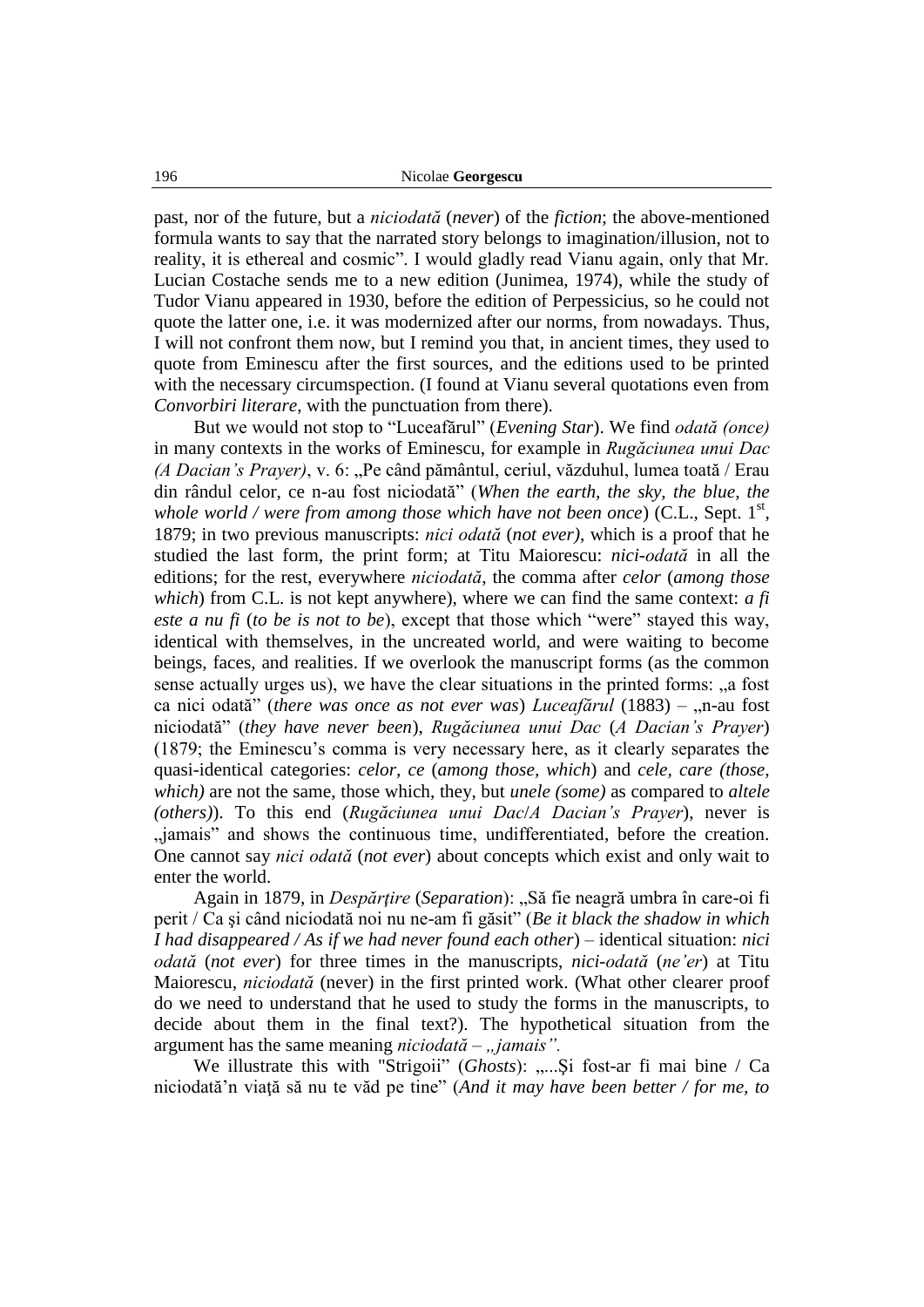past, nor of the future, but a *niciodată* (*never*) of the *fiction*; the above-mentioned formula wants to say that the narrated story belongs to imagination/illusion, not to reality, it is ethereal and cosmic". I would gladly read Vianu again, only that Mr. Lucian Costache sends me to a new edition (Junimea, 1974), while the study of Tudor Vianu appeared in 1930, before the edition of Perpessicius, so he could not quote the latter one, i.e. it was modernized after our norms, from nowadays. Thus, I will not confront them now, but I remind you that, in ancient times, they used to quote from Eminescu after the first sources, and the editions used to be printed with the necessary circumspection. (I found at Vianu several quotations even from *Convorbiri literare*, with the punctuation from there).

But we would not stop to "Luceafărul" (*Evening Star*). We find *odată (once)* in many contexts in the works of Eminescu, for example in *Rugăciunea unui Dac (A Dacian's Prayer)*, v. 6: „Pe când pământul, ceriul, văzduhul, lumea toată / Erau din rândul celor, ce n-au fost niciodată" (*When the earth, the sky, the blue, the whole world / were from among those which have not been once*) (C.L., Sept. 1st, 1879; in two previous manuscripts: *nici odată* (*not ever),* which is a proof that he studied the last form, the print form; at Titu Maiorescu: *nici-odată* in all the editions; for the rest, everywhere *niciodată*, the comma after *celor* (*among those which*) from C.L. is not kept anywhere), where we can find the same context: *a fi este a nu fi* (*to be is not to be*), except that those which "were" stayed this way, identical with themselves, in the uncreated world, and were waiting to become beings, faces, and realities. If we overlook the manuscript forms (as the common sense actually urges us), we have the clear situations in the printed forms: „a fost ca nici odată" (*there was once as not ever was*) *Luceafărul* (1883) – „n-au fost niciodată" (*they have never been*), *Rugăciunea unui Dac* (*A Dacian's Prayer*) (1879; the Eminescu's comma is very necessary here, as it clearly separates the quasi-identical categories: *celor, ce* (*among those, which*) and *cele, care (those, which)* are not the same, those which, they, but *unele (some)* as compared to *altele (others)*). To this end (*Rugăciunea unui Dac*/*A Dacian's Prayer*), never is „jamais" and shows the continuous time, undifferentiated, before the creation. One cannot say *nici odată* (*not ever*) about concepts which exist and only wait to enter the world.

Again in 1879, in *Despărțire* (*Separation*): „Să fie neagră umbra în care-oi fi perit / Ca și când niciodată noi nu ne-am fi găsit" (*Be it black the shadow in which I had disappeared / As if we had never found each other*) – identical situation: *nici odată* (*not ever*) for three times in the manuscripts, *nici-odată* (*ne'er*) at Titu Maiorescu, *niciodată* (never) in the first printed work. (What other clearer proof do we need to understand that he used to study the forms in the manuscripts, to decide about them in the final text?). The hypothetical situation from the argument has the same meaning *niciodată – „jamais".*

We illustrate this with "Strigoii" (*Ghosts*): „...Și fost-ar fi mai bine / Ca niciodată'n viață să nu te văd pe tine" (*And it may have been better / for me, to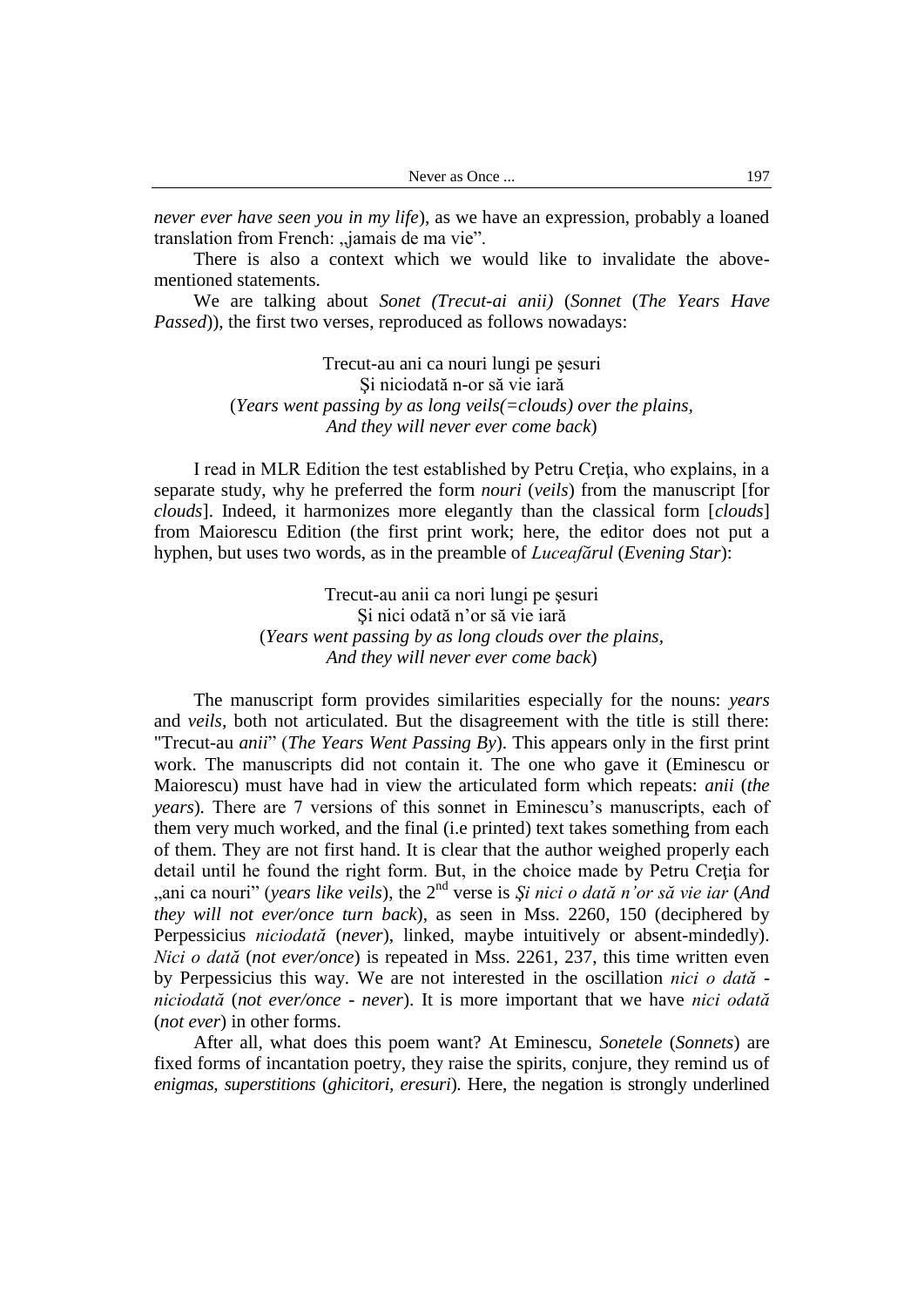*never ever have seen you in my life*), as we have an expression, probably a loaned translation from French: „jamais de ma vie".

There is also a context which we would like to invalidate the above-mentioned statements.

We are talking about *Sonet (Trecut-ai anii)* (*Sonnet* (*The Years Have Passed*)), the first two verses, reproduced as follows nowadays:

> Trecut-au ani ca nouri lungi pe şesuri
> Şi niciodată n-or să vie iară
> (*Years went passing by as long veils(=clouds) over the plains,*
> *And they will never ever come back*)

I read in MLR Edition the test established by Petru Creţia, who explains, in a separate study, why he preferred the form *nouri* (*veils*) from the manuscript [for *clouds*]. Indeed, it harmonizes more elegantly than the classical form [*clouds*] from Maiorescu Edition (the first print work; here, the editor does not put a hyphen, but uses two words, as in the preamble of *Luceafărul* (*Evening Star*):

> Trecut-au anii ca nori lungi pe şesuri
> Şi nici odată n'or să vie iară
> (*Years went passing by as long clouds over the plains,*
> *And they will never ever come back*)

The manuscript form provides similarities especially for the nouns: *years* and *veils*, both not articulated. But the disagreement with the title is still there: "Trecut-au *anii*" (*The Years Went Passing By*). This appears only in the first print work. The manuscripts did not contain it. The one who gave it (Eminescu or Maiorescu) must have had in view the articulated form which repeats: *anii* (*the years*). There are 7 versions of this sonnet in Eminescu's manuscripts, each of them very much worked, and the final (i.e printed) text takes something from each of them. They are not first hand. It is clear that the author weighed properly each detail until he found the right form. But, in the choice made by Petru Creţia for „ani ca nouri" (*years like veils*), the 2nd verse is *Şi nici o dată n'or să vie iar* (*And they will not ever/once turn back*), as seen in Mss. 2260, 150 (deciphered by Perpessicius *niciodată* (*never*), linked, maybe intuitively or absent-mindedly). *Nici o dată* (*not ever/once*) is repeated in Mss. 2261, 237, this time written even by Perpessicius this way. We are not interested in the oscillation *nici o dată - niciodată* (*not ever/once - never*). It is more important that we have *nici odată* (*not ever*) in other forms.

After all, what does this poem want? At Eminescu, *Sonetele* (*Sonnets*) are fixed forms of incantation poetry, they raise the spirits, conjure, they remind us of *enigmas, superstitions* (*ghicitori, eresuri*). Here, the negation is strongly underlined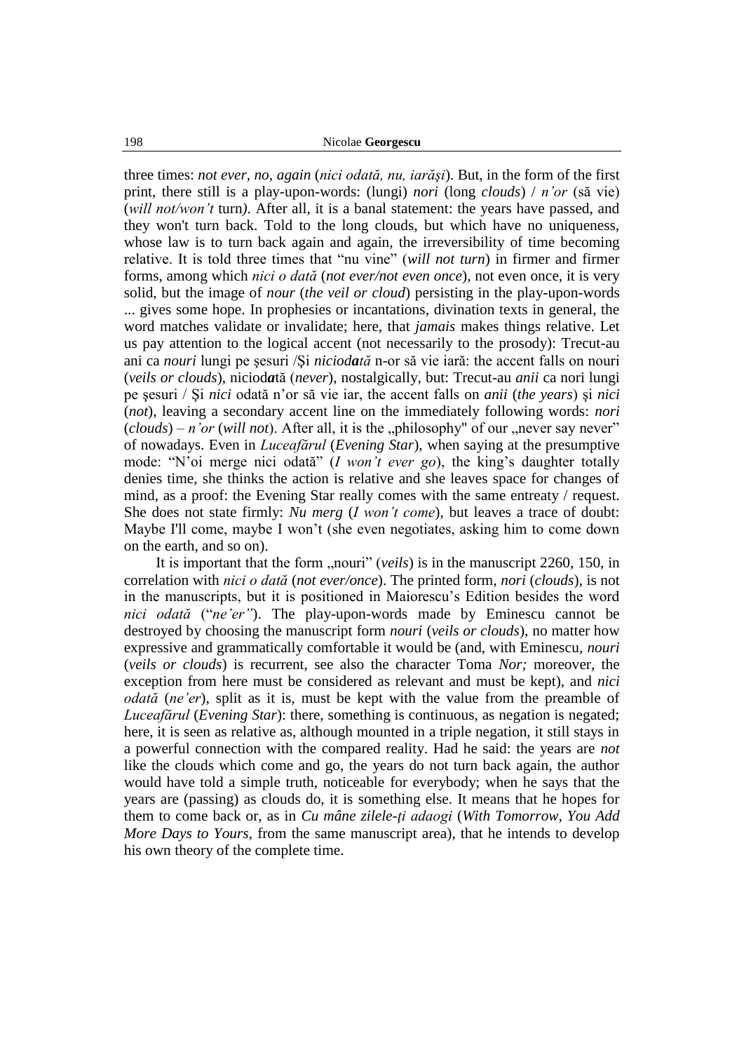three times: *not ever, no, again* (*nici odată, nu, iarăşi*). But, in the form of the first print, there still is a play-upon-words: (lungi) *nori* (long *clouds*) / *n'or* (să vie) (*will not/won't* turn*)*. After all, it is a banal statement: the years have passed, and they won't turn back. Told to the long clouds, but which have no uniqueness, whose law is to turn back again and again, the irreversibility of time becoming relative. It is told three times that "nu vine" (*will not turn*) in firmer and firmer forms, among which *nici o dată* (*not ever/not even once*), not even once, it is very solid, but the image of *nour* (*the veil or cloud*) persisting in the play-upon-words ... gives some hope. In prophesies or incantations, divination texts in general, the word matches validate or invalidate; here, that *jamais* makes things relative. Let us pay attention to the logical accent (not necessarily to the prosody): Trecut-au ani ca *nouri* lungi pe şesuri /Şi *nicioda*tă n-or să vie iară: the accent falls on nouri (*veils or clouds*), niciod***a***tă (*never*), nostalgically, but: Trecut-au *anii* ca nori lungi pe şesuri / Şi *nici* odată n'or să vie iar, the accent falls on *anii* (*the years*) şi *nici* (*not*), leaving a secondary accent line on the immediately following words: *nori* (*clouds*) – *n'or* (*will not*). After all, it is the „philosophy" of our „never say never" of nowadays. Even in *Luceafărul* (*Evening Star*), when saying at the presumptive mode: "N'oi merge nici odată" (*I won't ever go*), the king's daughter totally denies time, she thinks the action is relative and she leaves space for changes of mind, as a proof: the Evening Star really comes with the same entreaty / request. She does not state firmly: *Nu merg* (*I won't come*), but leaves a trace of doubt: Maybe I'll come, maybe I won't (she even negotiates, asking him to come down on the earth, and so on).

It is important that the form „nouri" (*veils*) is in the manuscript 2260, 150, in correlation with *nici o dată* (*not ever/once*). The printed form, *nori* (*clouds*), is not in the manuscripts, but it is positioned in Maiorescu's Edition besides the word *nici odată* ("*ne'er"*). The play-upon-words made by Eminescu cannot be destroyed by choosing the manuscript form *nouri* (*veils or clouds*), no matter how expressive and grammatically comfortable it would be (and, with Eminescu, *nouri* (*veils or clouds*) is recurrent, see also the character Toma *Nor;* moreover, the exception from here must be considered as relevant and must be kept), and *nici odată* (*ne'er*), split as it is, must be kept with the value from the preamble of *Luceafărul* (*Evening Star*): there, something is continuous, as negation is negated; here, it is seen as relative as, although mounted in a triple negation, it still stays in a powerful connection with the compared reality. Had he said: the years are *not* like the clouds which come and go, the years do not turn back again, the author would have told a simple truth, noticeable for everybody; when he says that the years are (passing) as clouds do, it is something else. It means that he hopes for them to come back or, as in *Cu mâne zilele-ţi adaogi* (*With Tomorrow, You Add More Days to Yours*, from the same manuscript area), that he intends to develop his own theory of the complete time.